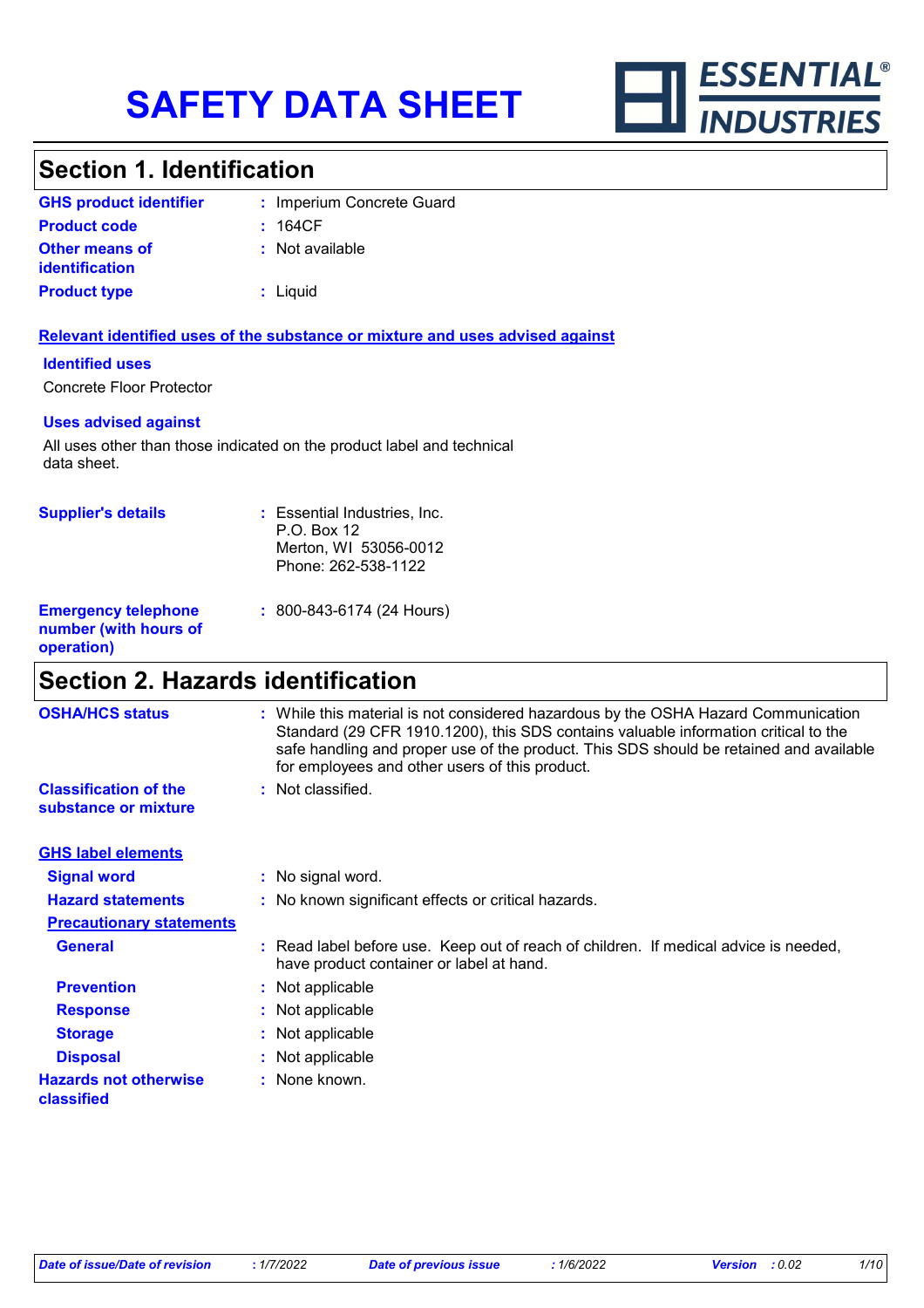# SAFETY DATA SHEET

ESSENTIAL® INDUSTRIES

## Section 1. Identification

| | | |
|---|---|---|
| **GHS product identifier** | : | Imperium Concrete Guard |
| **Product code** | : | 164CF |
| **Other means of identification** | : | Not available |
| **Product type** | : | Liquid |

**Relevant identified uses of the substance or mixture and uses advised against**

**Identified uses**

Concrete Floor Protector

**Uses advised against**

All uses other than those indicated on the product label and technical data sheet.

| | | |
|---|---|---|
| **Supplier's details** | : | Essential Industries, Inc.<br>P.O. Box 12<br>Merton, WI 53056-0012<br>Phone: 262-538-1122 |
| **Emergency telephone number (with hours of operation)** | : | 800-843-6174 (24 Hours) |

## Section 2. Hazards identification

| | | |
|---|---|---|
| **OSHA/HCS status** | : | While this material is not considered hazardous by the OSHA Hazard Communication Standard (29 CFR 1910.1200), this SDS contains valuable information critical to the safe handling and proper use of the product. This SDS should be retained and available for employees and other users of this product. |
| **Classification of the substance or mixture** | : | Not classified. |

**GHS label elements**

| | | |
|---|---|---|
| **Signal word** | : | No signal word. |
| **Hazard statements** | : | No known significant effects or critical hazards. |

**Precautionary statements**

| | | |
|---|---|---|
| **General** | : | Read label before use. Keep out of reach of children. If medical advice is needed, have product container or label at hand. |
| **Prevention** | : | Not applicable |
| **Response** | : | Not applicable |
| **Storage** | : | Not applicable |
| **Disposal** | : | Not applicable |
| **Hazards not otherwise classified** | : | None known. |

*Date of issue/Date of revision* : 1/7/2022 *Date of previous issue* : 1/6/2022 *Version* : 0.02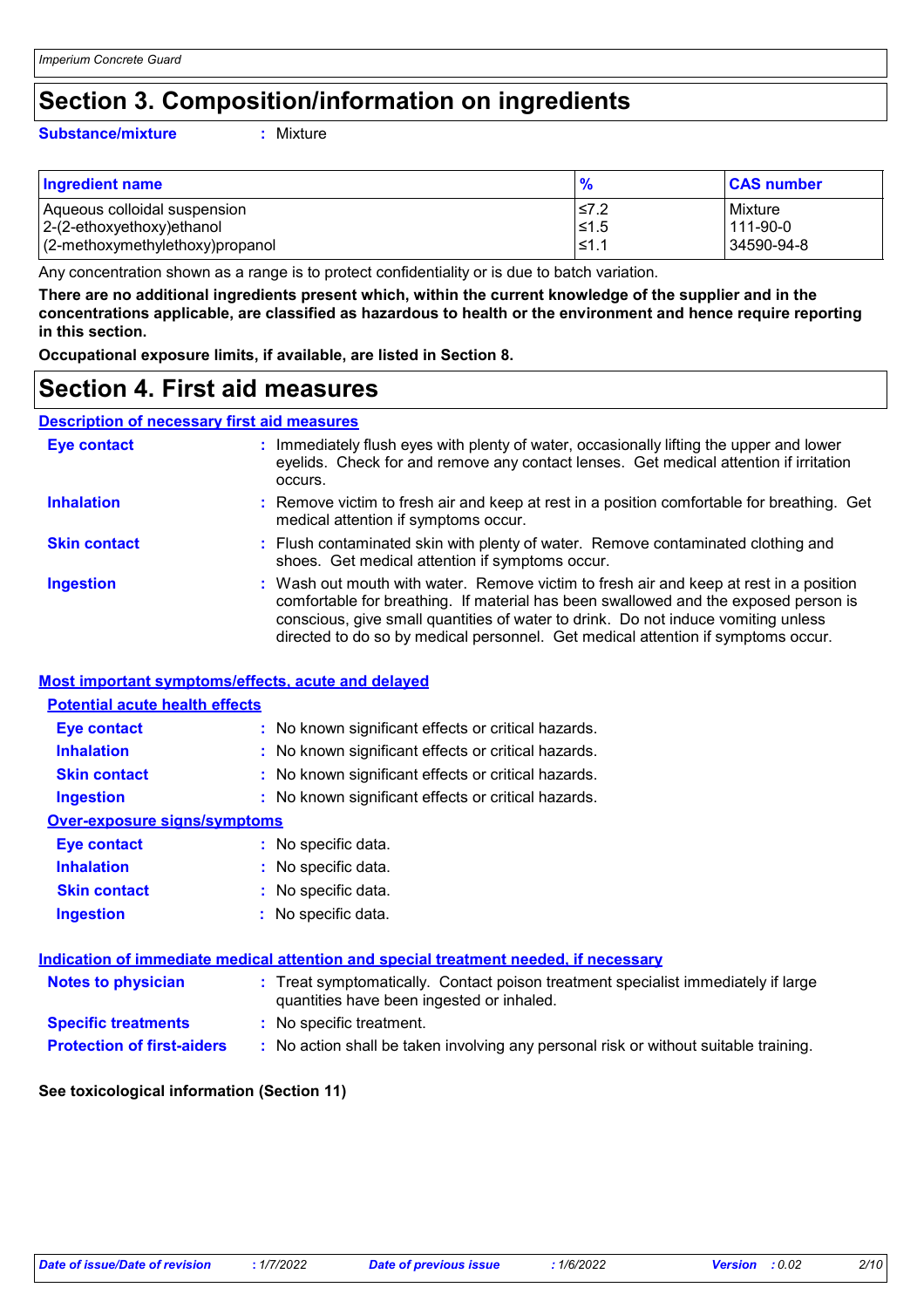# Section 3. Composition/information on ingredients

**Substance/mixture** : Mixture

| Ingredient name | % | CAS number |
|---|---|---|
| Aqueous colloidal suspension | ≤7.2 | Mixture |
| 2-(2-ethoxyethoxy)ethanol | ≤1.5 | 111-90-0 |
| (2-methoxymethylethoxy)propanol | ≤1.1 | 34590-94-8 |

Any concentration shown as a range is to protect confidentiality or is due to batch variation.

**There are no additional ingredients present which, within the current knowledge of the supplier and in the concentrations applicable, are classified as hazardous to health or the environment and hence require reporting in this section.**

**Occupational exposure limits, if available, are listed in Section 8.**

# Section 4. First aid measures

## Description of necessary first aid measures

**Eye contact** : Immediately flush eyes with plenty of water, occasionally lifting the upper and lower eyelids. Check for and remove any contact lenses. Get medical attention if irritation occurs.

**Inhalation** : Remove victim to fresh air and keep at rest in a position comfortable for breathing. Get medical attention if symptoms occur.

**Skin contact** : Flush contaminated skin with plenty of water. Remove contaminated clothing and shoes. Get medical attention if symptoms occur.

**Ingestion** : Wash out mouth with water. Remove victim to fresh air and keep at rest in a position comfortable for breathing. If material has been swallowed and the exposed person is conscious, give small quantities of water to drink. Do not induce vomiting unless directed to do so by medical personnel. Get medical attention if symptoms occur.

## Most important symptoms/effects, acute and delayed

### Potential acute health effects

**Eye contact** : No known significant effects or critical hazards.

**Inhalation** : No known significant effects or critical hazards.

**Skin contact** : No known significant effects or critical hazards.

**Ingestion** : No known significant effects or critical hazards.

### Over-exposure signs/symptoms

**Eye contact** : No specific data.

**Inhalation** : No specific data.

**Skin contact** : No specific data.

**Ingestion** : No specific data.

## Indication of immediate medical attention and special treatment needed, if necessary

**Notes to physician** : Treat symptomatically. Contact poison treatment specialist immediately if large quantities have been ingested or inhaled.

**Specific treatments** : No specific treatment.

**Protection of first-aiders** : No action shall be taken involving any personal risk or without suitable training.

**See toxicological information (Section 11)**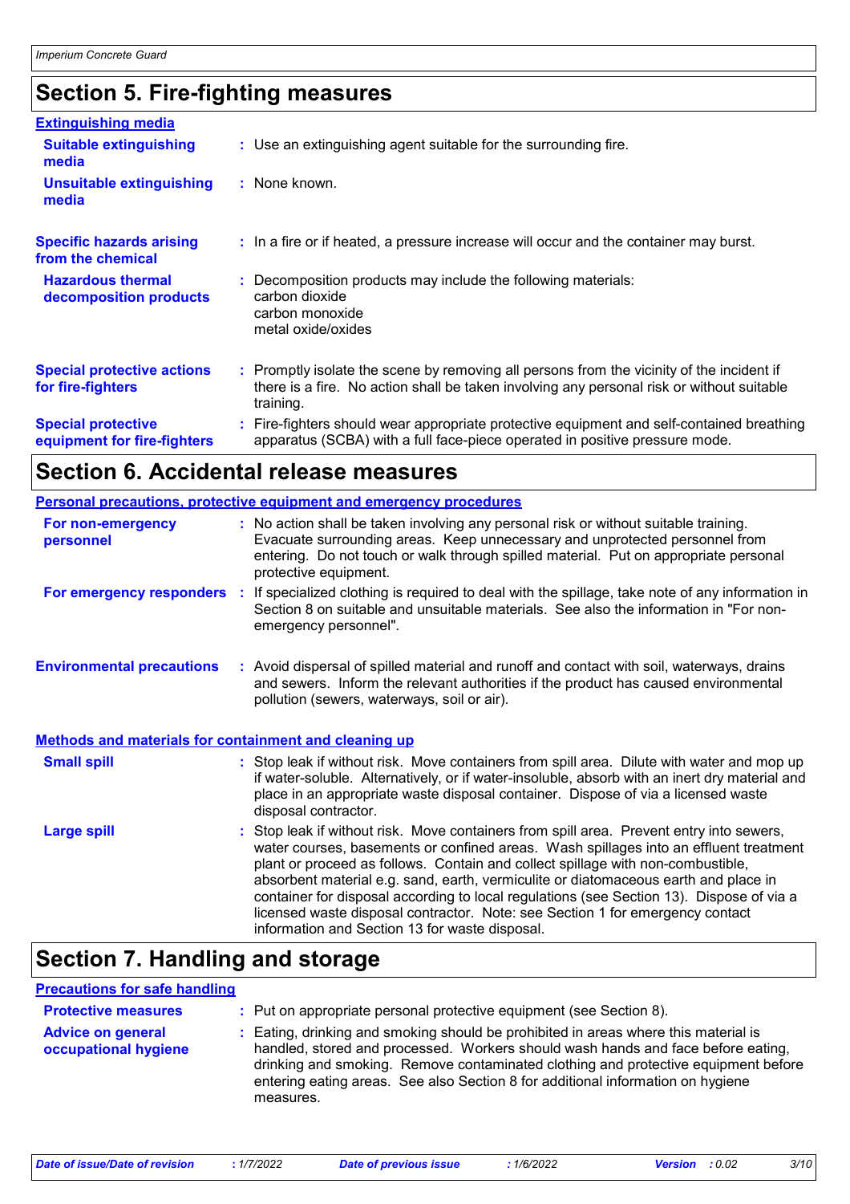# Section 5. Fire-fighting measures

**Extinguishing media**

| | |
|---|---|
| **Suitable extinguishing media** | : Use an extinguishing agent suitable for the surrounding fire. |
| **Unsuitable extinguishing media** | : None known. |
| **Specific hazards arising from the chemical** | : In a fire or if heated, a pressure increase will occur and the container may burst. |
| **Hazardous thermal decomposition products** | : Decomposition products may include the following materials: carbon dioxide<br>carbon monoxide<br>metal oxide/oxides |
| **Special protective actions for fire-fighters** | : Promptly isolate the scene by removing all persons from the vicinity of the incident if there is a fire. No action shall be taken involving any personal risk or without suitable training. |
| **Special protective equipment for fire-fighters** | : Fire-fighters should wear appropriate protective equipment and self-contained breathing apparatus (SCBA) with a full face-piece operated in positive pressure mode. |

# Section 6. Accidental release measures

**Personal precautions, protective equipment and emergency procedures**

| | |
|---|---|
| **For non-emergency personnel** | : No action shall be taken involving any personal risk or without suitable training. Evacuate surrounding areas. Keep unnecessary and unprotected personnel from entering. Do not touch or walk through spilled material. Put on appropriate personal protective equipment. |
| **For emergency responders** | : If specialized clothing is required to deal with the spillage, take note of any information in Section 8 on suitable and unsuitable materials. See also the information in "For non-emergency personnel". |
| **Environmental precautions** | : Avoid dispersal of spilled material and runoff and contact with soil, waterways, drains and sewers. Inform the relevant authorities if the product has caused environmental pollution (sewers, waterways, soil or air). |

**Methods and materials for containment and cleaning up**

| | |
|---|---|
| **Small spill** | : Stop leak if without risk. Move containers from spill area. Dilute with water and mop up if water-soluble. Alternatively, or if water-insoluble, absorb with an inert dry material and place in an appropriate waste disposal container. Dispose of via a licensed waste disposal contractor. |
| **Large spill** | : Stop leak if without risk. Move containers from spill area. Prevent entry into sewers, water courses, basements or confined areas. Wash spillages into an effluent treatment plant or proceed as follows. Contain and collect spillage with non-combustible, absorbent material e.g. sand, earth, vermiculite or diatomaceous earth and place in container for disposal according to local regulations (see Section 13). Dispose of via a licensed waste disposal contractor. Note: see Section 1 for emergency contact information and Section 13 for waste disposal. |

# Section 7. Handling and storage

**Precautions for safe handling**

| | |
|---|---|
| **Protective measures** | : Put on appropriate personal protective equipment (see Section 8). |
| **Advice on general occupational hygiene** | : Eating, drinking and smoking should be prohibited in areas where this material is handled, stored and processed. Workers should wash hands and face before eating, drinking and smoking. Remove contaminated clothing and protective equipment before entering eating areas. See also Section 8 for additional information on hygiene measures. |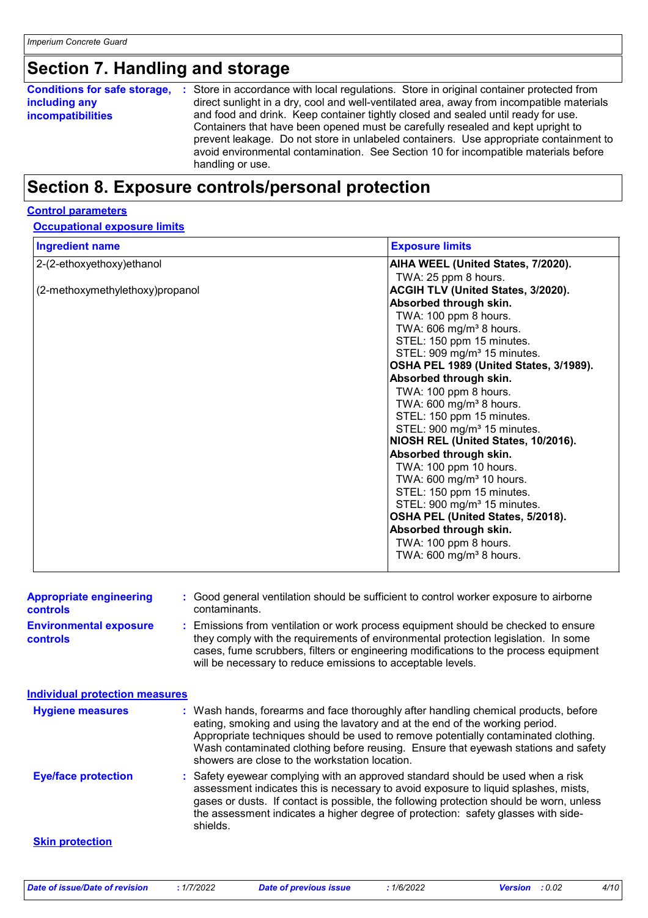## Section 7. Handling and storage

**Conditions for safe storage, including any incompatibilities** : Store in accordance with local regulations. Store in original container protected from direct sunlight in a dry, cool and well-ventilated area, away from incompatible materials and food and drink. Keep container tightly closed and sealed until ready for use. Containers that have been opened must be carefully resealed and kept upright to prevent leakage. Do not store in unlabeled containers. Use appropriate containment to avoid environmental contamination. See Section 10 for incompatible materials before handling or use.

## Section 8. Exposure controls/personal protection

### Control parameters

#### Occupational exposure limits

| Ingredient name | Exposure limits |
|---|---|
| 2-(2-ethoxyethoxy)ethanol | **AIHA WEEL (United States, 7/2020).**<br>TWA: 25 ppm 8 hours. |
| (2-methoxymethylethoxy)propanol | **ACGIH TLV (United States, 3/2020).**<br>**Absorbed through skin.**<br>TWA: 100 ppm 8 hours.<br>TWA: 606 mg/m³ 8 hours.<br>STEL: 150 ppm 15 minutes.<br>STEL: 909 mg/m³ 15 minutes.<br>**OSHA PEL 1989 (United States, 3/1989).**<br>**Absorbed through skin.**<br>TWA: 100 ppm 8 hours.<br>TWA: 600 mg/m³ 8 hours.<br>STEL: 150 ppm 15 minutes.<br>STEL: 900 mg/m³ 15 minutes.<br>**NIOSH REL (United States, 10/2016).**<br>**Absorbed through skin.**<br>TWA: 100 ppm 10 hours.<br>TWA: 600 mg/m³ 10 hours.<br>STEL: 150 ppm 15 minutes.<br>STEL: 900 mg/m³ 15 minutes.<br>**OSHA PEL (United States, 5/2018).**<br>**Absorbed through skin.**<br>TWA: 100 ppm 8 hours.<br>TWA: 600 mg/m³ 8 hours. |

**Appropriate engineering controls** : Good general ventilation should be sufficient to control worker exposure to airborne contaminants.

**Environmental exposure controls** : Emissions from ventilation or work process equipment should be checked to ensure they comply with the requirements of environmental protection legislation. In some cases, fume scrubbers, filters or engineering modifications to the process equipment will be necessary to reduce emissions to acceptable levels.

### Individual protection measures

**Hygiene measures** : Wash hands, forearms and face thoroughly after handling chemical products, before eating, smoking and using the lavatory and at the end of the working period. Appropriate techniques should be used to remove potentially contaminated clothing. Wash contaminated clothing before reusing. Ensure that eyewash stations and safety showers are close to the workstation location.

**Eye/face protection** : Safety eyewear complying with an approved standard should be used when a risk assessment indicates this is necessary to avoid exposure to liquid splashes, mists, gases or dusts. If contact is possible, the following protection should be worn, unless the assessment indicates a higher degree of protection: safety glasses with side-shields.

#### Skin protection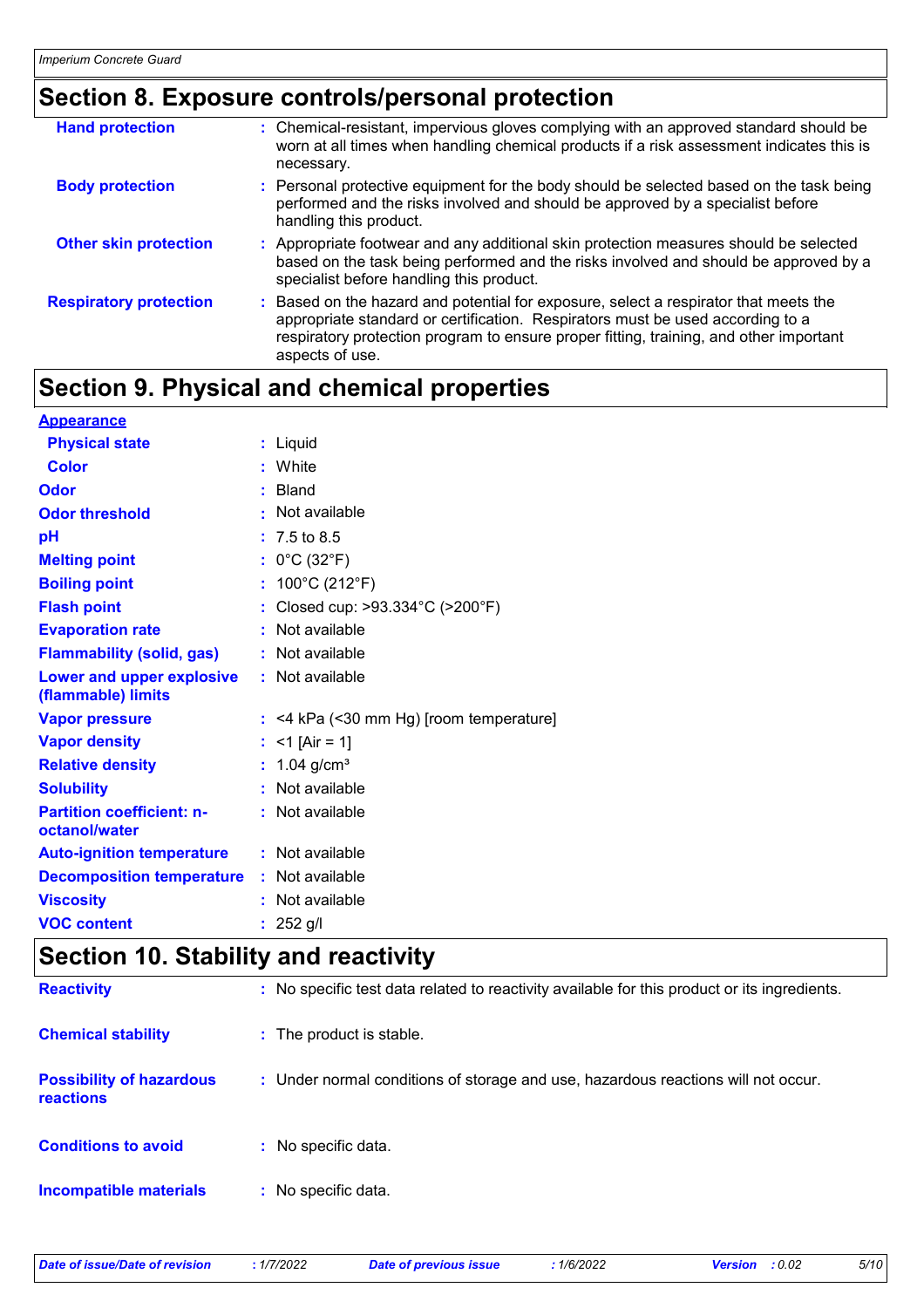## Section 8. Exposure controls/personal protection

| | |
|---|---|
| **Hand protection** | : Chemical-resistant, impervious gloves complying with an approved standard should be worn at all times when handling chemical products if a risk assessment indicates this is necessary. |
| **Body protection** | : Personal protective equipment for the body should be selected based on the task being performed and the risks involved and should be approved by a specialist before handling this product. |
| **Other skin protection** | : Appropriate footwear and any additional skin protection measures should be selected based on the task being performed and the risks involved and should be approved by a specialist before handling this product. |
| **Respiratory protection** | : Based on the hazard and potential for exposure, select a respirator that meets the appropriate standard or certification. Respirators must be used according to a respiratory protection program to ensure proper fitting, training, and other important aspects of use. |

## Section 9. Physical and chemical properties

**Appearance**

| | |
|---|---|
| **Physical state** | : Liquid |
| **Color** | : White |
| **Odor** | : Bland |
| **Odor threshold** | : Not available |
| **pH** | : 7.5 to 8.5 |
| **Melting point** | : 0°C (32°F) |
| **Boiling point** | : 100°C (212°F) |
| **Flash point** | : Closed cup: >93.334°C (>200°F) |
| **Evaporation rate** | : Not available |
| **Flammability (solid, gas)** | : Not available |
| **Lower and upper explosive (flammable) limits** | : Not available |
| **Vapor pressure** | : <4 kPa (<30 mm Hg) [room temperature] |
| **Vapor density** | : <1 [Air = 1] |
| **Relative density** | : 1.04 g/cm³ |
| **Solubility** | : Not available |
| **Partition coefficient: n-octanol/water** | : Not available |
| **Auto-ignition temperature** | : Not available |
| **Decomposition temperature** | : Not available |
| **Viscosity** | : Not available |
| **VOC content** | : 252 g/l |

## Section 10. Stability and reactivity

| | |
|---|---|
| **Reactivity** | : No specific test data related to reactivity available for this product or its ingredients. |
| **Chemical stability** | : The product is stable. |
| **Possibility of hazardous reactions** | : Under normal conditions of storage and use, hazardous reactions will not occur. |
| **Conditions to avoid** | : No specific data. |
| **Incompatible materials** | : No specific data. |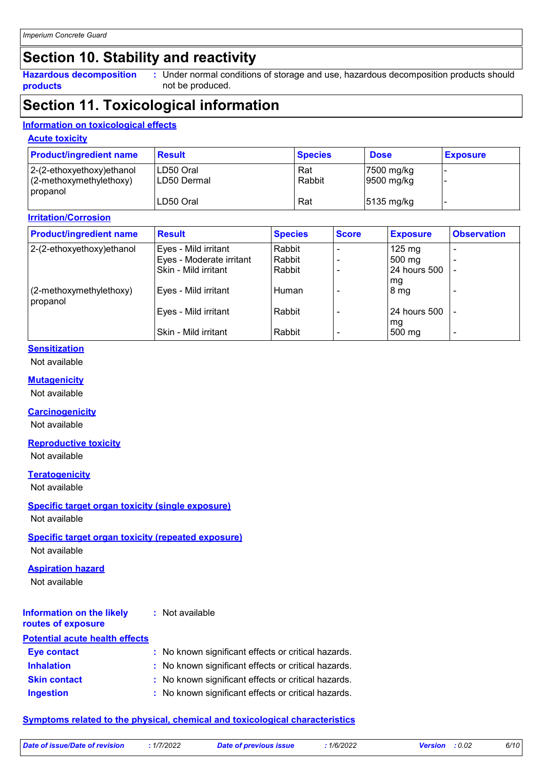# Section 10. Stability and reactivity

**Hazardous decomposition products** : Under normal conditions of storage and use, hazardous decomposition products should not be produced.

# Section 11. Toxicological information

## Information on toxicological effects

### Acute toxicity

| Product/ingredient name | Result | Species | Dose | Exposure |
|---|---|---|---|---|
| 2-(2-ethoxyethoxy)ethanol | LD50 Oral | Rat | 7500 mg/kg | - |
| | LD50 Dermal | Rabbit | 9500 mg/kg | - |
| (2-methoxymethylethoxy) propanol | LD50 Oral | Rat | 5135 mg/kg | - |

### Irritation/Corrosion

| Product/ingredient name | Result | Species | Score | Exposure | Observation |
|---|---|---|---|---|---|
| 2-(2-ethoxyethoxy)ethanol | Eyes - Mild irritant | Rabbit | - | 125 mg | - |
| | Eyes - Moderate irritant | Rabbit | - | 500 mg | - |
| | Skin - Mild irritant | Rabbit | - | 24 hours 500 mg | - |
| (2-methoxymethylethoxy) propanol | Eyes - Mild irritant | Human | - | 8 mg | - |
| | Eyes - Mild irritant | Rabbit | - | 24 hours 500 mg | - |
| | Skin - Mild irritant | Rabbit | - | 500 mg | - |

### Sensitization

Not available

### Mutagenicity

Not available

### Carcinogenicity

Not available

### Reproductive toxicity

Not available

### Teratogenicity

Not available

### Specific target organ toxicity (single exposure)

Not available

### Specific target organ toxicity (repeated exposure)

Not available

### Aspiration hazard

Not available

**Information on the likely routes of exposure** : Not available

## Potential acute health effects

**Eye contact** : No known significant effects or critical hazards.

**Inhalation** : No known significant effects or critical hazards.

**Skin contact** : No known significant effects or critical hazards.

**Ingestion** : No known significant effects or critical hazards.

## Symptoms related to the physical, chemical and toxicological characteristics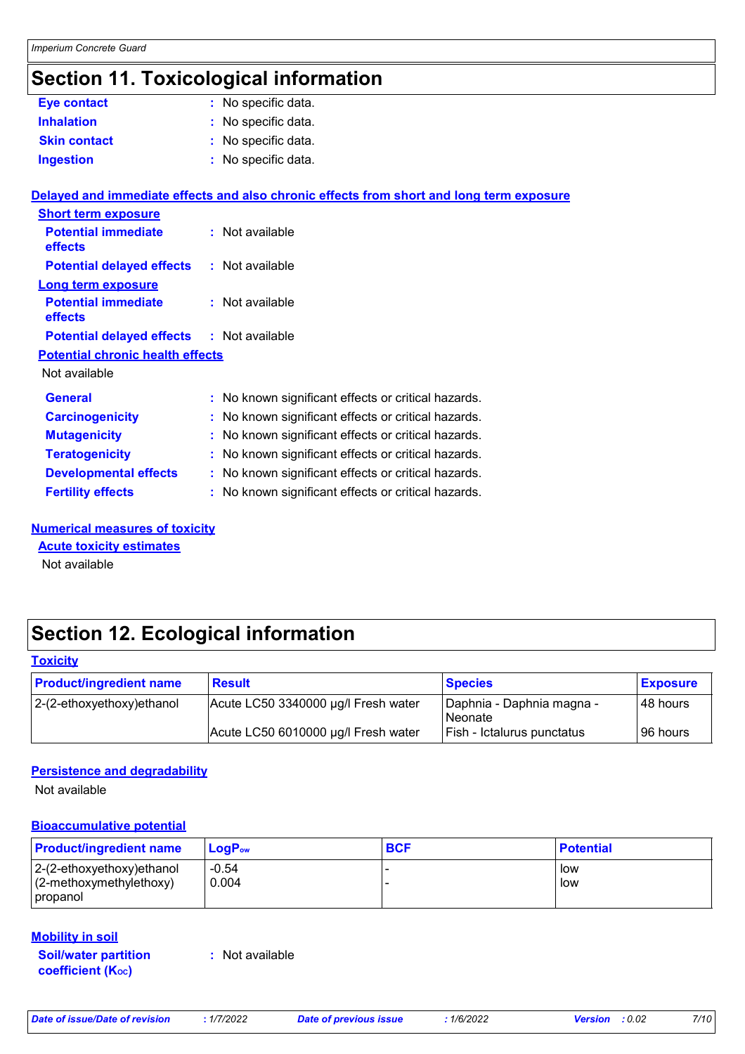# Section 11. Toxicological information

**Eye contact** : No specific data.

**Inhalation** : No specific data.

**Skin contact** : No specific data.

**Ingestion** : No specific data.

**Delayed and immediate effects and also chronic effects from short and long term exposure**

**Short term exposure**

**Potential immediate effects** : Not available

**Potential delayed effects** : Not available

**Long term exposure**

**Potential immediate effects** : Not available

**Potential delayed effects** : Not available

**Potential chronic health effects**

Not available

**General** : No known significant effects or critical hazards.

**Carcinogenicity** : No known significant effects or critical hazards.

**Mutagenicity** : No known significant effects or critical hazards.

**Teratogenicity** : No known significant effects or critical hazards.

**Developmental effects** : No known significant effects or critical hazards.

**Fertility effects** : No known significant effects or critical hazards.

**Numerical measures of toxicity**

**Acute toxicity estimates**

Not available

# Section 12. Ecological information

**Toxicity**

| Product/ingredient name | Result | Species | Exposure |
|---|---|---|---|
| 2-(2-ethoxyethoxy)ethanol | Acute LC50 3340000 µg/l Fresh water | Daphnia - Daphnia magna - Neonate | 48 hours |
| | Acute LC50 6010000 µg/l Fresh water | Fish - Ictalurus punctatus | 96 hours |

**Persistence and degradability**

Not available

**Bioaccumulative potential**

| Product/ingredient name | $LogP_{ow}$ | BCF | Potential |
|---|---|---|---|
| 2-(2-ethoxyethoxy)ethanol | -0.54 | - | low |
| (2-methoxymethylethoxy) propanol | 0.004 | - | low |

**Mobility in soil**

**Soil/water partition coefficient ($K_{OC}$)** : Not available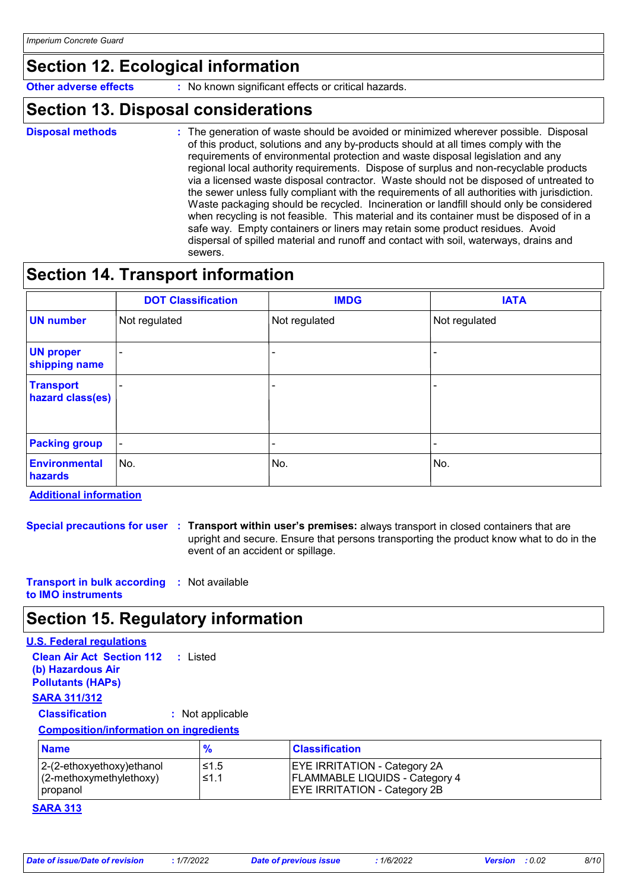## Section 12. Ecological information

**Other adverse effects** : No known significant effects or critical hazards.

## Section 13. Disposal considerations

**Disposal methods** : The generation of waste should be avoided or minimized wherever possible. Disposal of this product, solutions and any by-products should at all times comply with the requirements of environmental protection and waste disposal legislation and any regional local authority requirements. Dispose of surplus and non-recyclable products via a licensed waste disposal contractor. Waste should not be disposed of untreated to the sewer unless fully compliant with the requirements of all authorities with jurisdiction. Waste packaging should be recycled. Incineration or landfill should only be considered when recycling is not feasible. This material and its container must be disposed of in a safe way. Empty containers or liners may retain some product residues. Avoid dispersal of spilled material and runoff and contact with soil, waterways, drains and sewers.

## Section 14. Transport information

| | DOT Classification | IMDG | IATA |
|---|---|---|---|
| **UN number** | Not regulated | Not regulated | Not regulated |
| **UN proper shipping name** | - | - | - |
| **Transport hazard class(es)** | - | - | - |
| **Packing group** | - | - | - |
| **Environmental hazards** | No. | No. | No. |

**Additional information**

**Special precautions for user** : **Transport within user's premises:** always transport in closed containers that are upright and secure. Ensure that persons transporting the product know what to do in the event of an accident or spillage.

**Transport in bulk according to IMO instruments** : Not available

## Section 15. Regulatory information

**U.S. Federal regulations**

**Clean Air Act Section 112 (b) Hazardous Air Pollutants (HAPs)** : Listed

**SARA 311/312**

**Classification** : Not applicable

**Composition/information on ingredients**

| Name | % | Classification |
|---|---|---|
| 2-(2-ethoxyethoxy)ethanol | ≤1.5 | EYE IRRITATION - Category 2A |
| (2-methoxymethylethoxy) propanol | ≤1.1 | FLAMMABLE LIQUIDS - Category 4<br>EYE IRRITATION - Category 2B |

**SARA 313**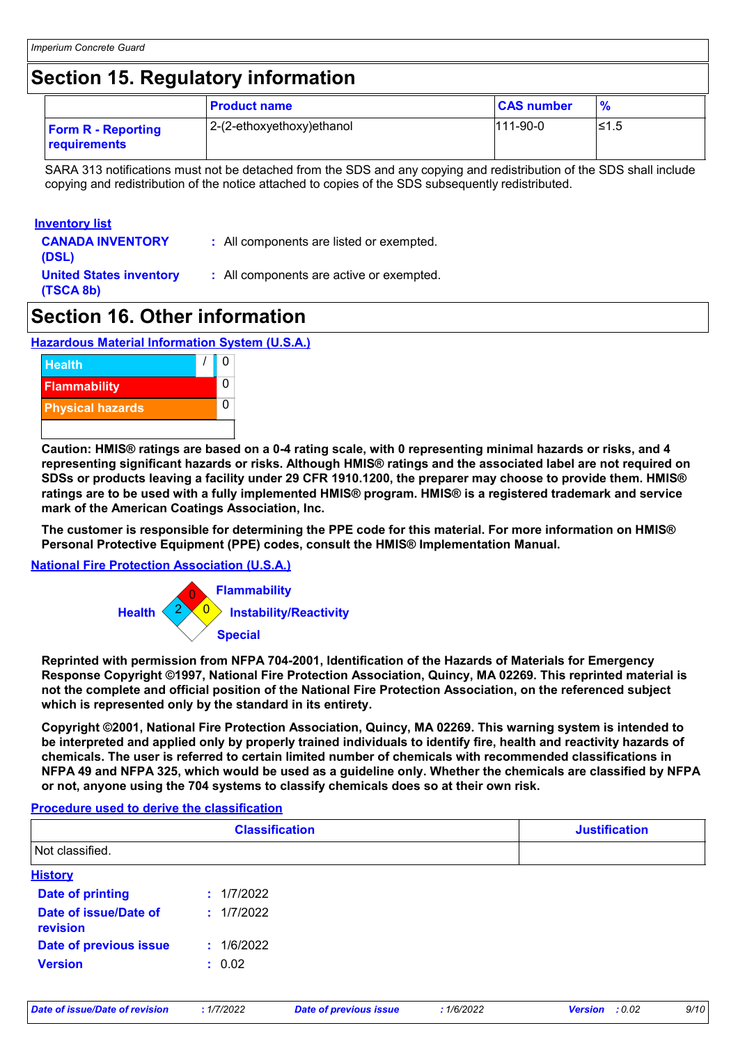## Section 15. Regulatory information

| | Product name | CAS number | % |
|---|---|---|---|
| **Form R - Reporting requirements** | 2-(2-ethoxyethoxy)ethanol | 111-90-0 | ≤1.5 |

SARA 313 notifications must not be detached from the SDS and any copying and redistribution of the SDS shall include copying and redistribution of the notice attached to copies of the SDS subsequently redistributed.

**Inventory list**

**CANADA INVENTORY (DSL)** : All components are listed or exempted.

**United States inventory (TSCA 8b)** : All components are active or exempted.

## Section 16. Other information

**Hazardous Material Information System (U.S.A.)**

| | | |
|---|---|---|
| Health | / | 0 |
| Flammability | | 0 |
| Physical hazards | | 0 |

**Caution: HMIS® ratings are based on a 0-4 rating scale, with 0 representing minimal hazards or risks, and 4 representing significant hazards or risks. Although HMIS® ratings and the associated label are not required on SDSs or products leaving a facility under 29 CFR 1910.1200, the preparer may choose to provide them. HMIS® ratings are to be used with a fully implemented HMIS® program. HMIS® is a registered trademark and service mark of the American Coatings Association, Inc.**

**The customer is responsible for determining the PPE code for this material. For more information on HMIS® Personal Protective Equipment (PPE) codes, consult the HMIS® Implementation Manual.**

**National Fire Protection Association (U.S.A.)**

Health: 2
Flammability: 0
Instability/Reactivity: 0
Special:

**Reprinted with permission from NFPA 704-2001, Identification of the Hazards of Materials for Emergency Response Copyright ©1997, National Fire Protection Association, Quincy, MA 02269. This reprinted material is not the complete and official position of the National Fire Protection Association, on the referenced subject which is represented only by the standard in its entirety.**

**Copyright ©2001, National Fire Protection Association, Quincy, MA 02269. This warning system is intended to be interpreted and applied only by properly trained individuals to identify fire, health and reactivity hazards of chemicals. The user is referred to certain limited number of chemicals with recommended classifications in NFPA 49 and NFPA 325, which would be used as a guideline only. Whether the chemicals are classified by NFPA or not, anyone using the 704 systems to classify chemicals does so at their own risk.**

**Procedure used to derive the classification**

| Classification | Justification |
|---|---|
| Not classified. | |

**History**

**Date of printing** : 1/7/2022

**Date of issue/Date of revision** : 1/7/2022

**Date of previous issue** : 1/6/2022

**Version** : 0.02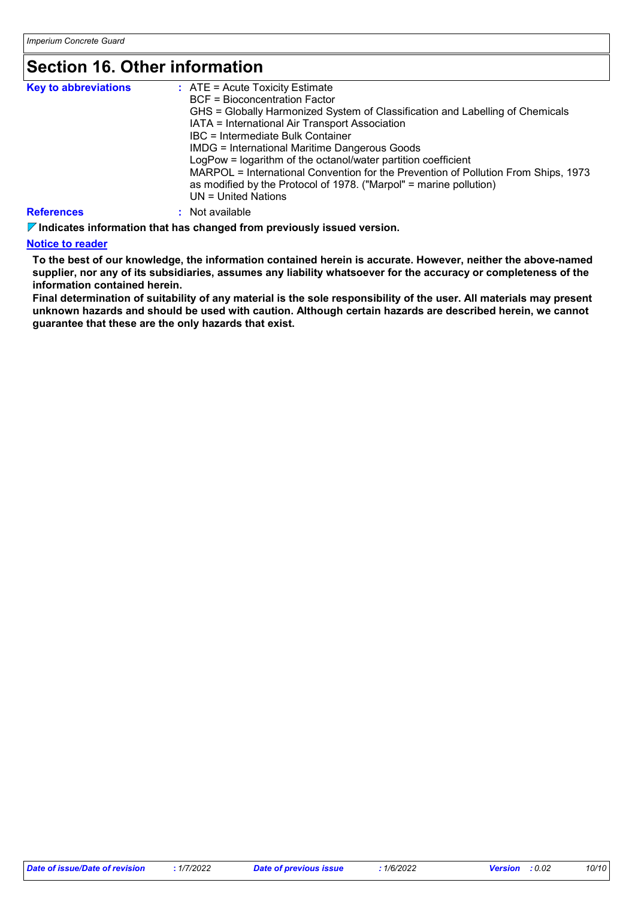# Section 16. Other information

**Key to abbreviations** : ATE = Acute Toxicity Estimate
BCF = Bioconcentration Factor
GHS = Globally Harmonized System of Classification and Labelling of Chemicals
IATA = International Air Transport Association
IBC = Intermediate Bulk Container
IMDG = International Maritime Dangerous Goods
LogPow = logarithm of the octanol/water partition coefficient
MARPOL = International Convention for the Prevention of Pollution From Ships, 1973 as modified by the Protocol of 1978. ("Marpol" = marine pollution)
UN = United Nations

**References** : Not available

**Indicates information that has changed from previously issued version.**

**Notice to reader**

**To the best of our knowledge, the information contained herein is accurate. However, neither the above-named supplier, nor any of its subsidiaries, assumes any liability whatsoever for the accuracy or completeness of the information contained herein.**

**Final determination of suitability of any material is the sole responsibility of the user. All materials may present unknown hazards and should be used with caution. Although certain hazards are described herein, we cannot guarantee that these are the only hazards that exist.**